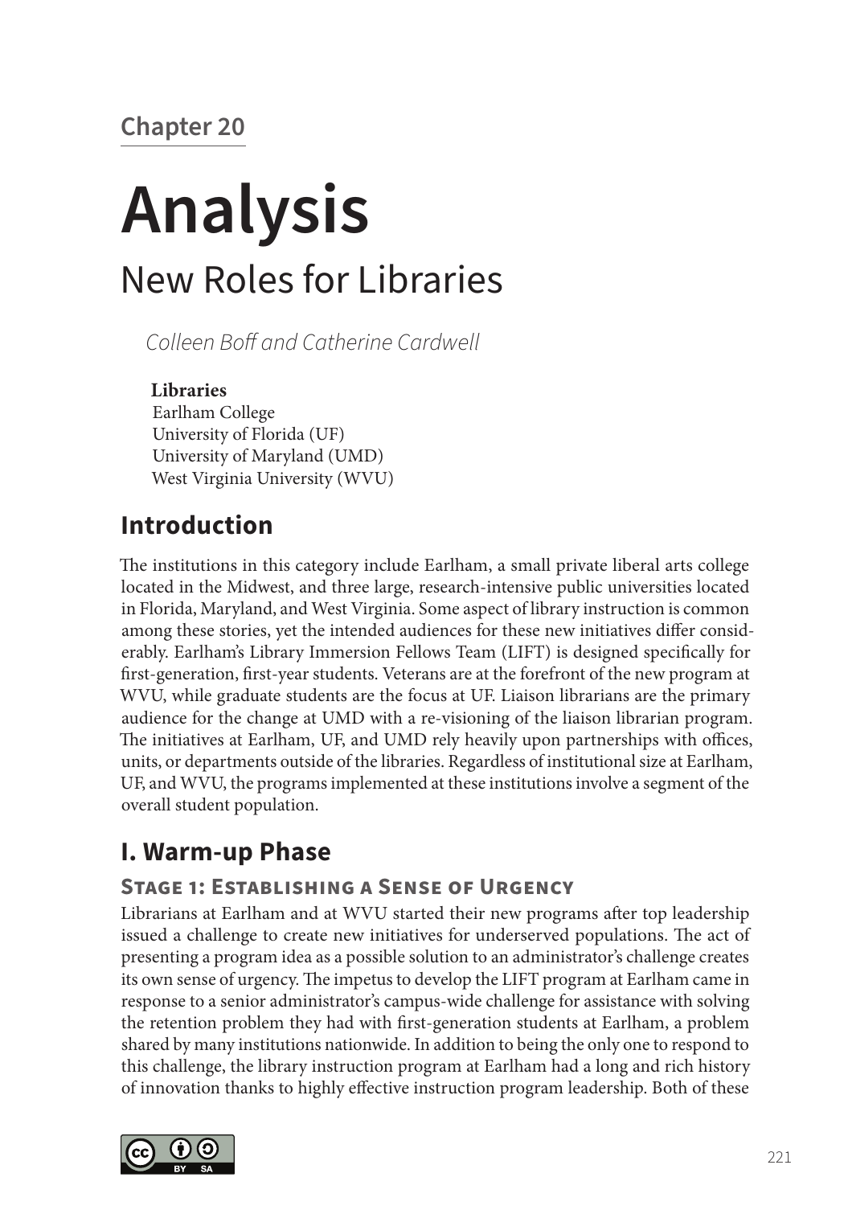Chapter 20

# Analysis

## New Roles for Libraries

*Colleen Boff and Catherine Cardwell*

**Libraries**
Earlham College
University of Florida (UF)
University of Maryland (UMD)
West Virginia University (WVU)

## Introduction

The institutions in this category include Earlham, a small private liberal arts college located in the Midwest, and three large, research-intensive public universities located in Florida, Maryland, and West Virginia. Some aspect of library instruction is common among these stories, yet the intended audiences for these new initiatives differ considerably. Earlham's Library Immersion Fellows Team (LIFT) is designed specifically for first-generation, first-year students. Veterans are at the forefront of the new program at WVU, while graduate students are the focus at UF. Liaison librarians are the primary audience for the change at UMD with a re-visioning of the liaison librarian program. The initiatives at Earlham, UF, and UMD rely heavily upon partnerships with offices, units, or departments outside of the libraries. Regardless of institutional size at Earlham, UF, and WVU, the programs implemented at these institutions involve a segment of the overall student population.

## I. Warm-up Phase

### Stage 1: Establishing a Sense of Urgency

Librarians at Earlham and at WVU started their new programs after top leadership issued a challenge to create new initiatives for underserved populations. The act of presenting a program idea as a possible solution to an administrator's challenge creates its own sense of urgency. The impetus to develop the LIFT program at Earlham came in response to a senior administrator's campus-wide challenge for assistance with solving the retention problem they had with first-generation students at Earlham, a problem shared by many institutions nationwide. In addition to being the only one to respond to this challenge, the library instruction program at Earlham had a long and rich history of innovation thanks to highly effective instruction program leadership. Both of these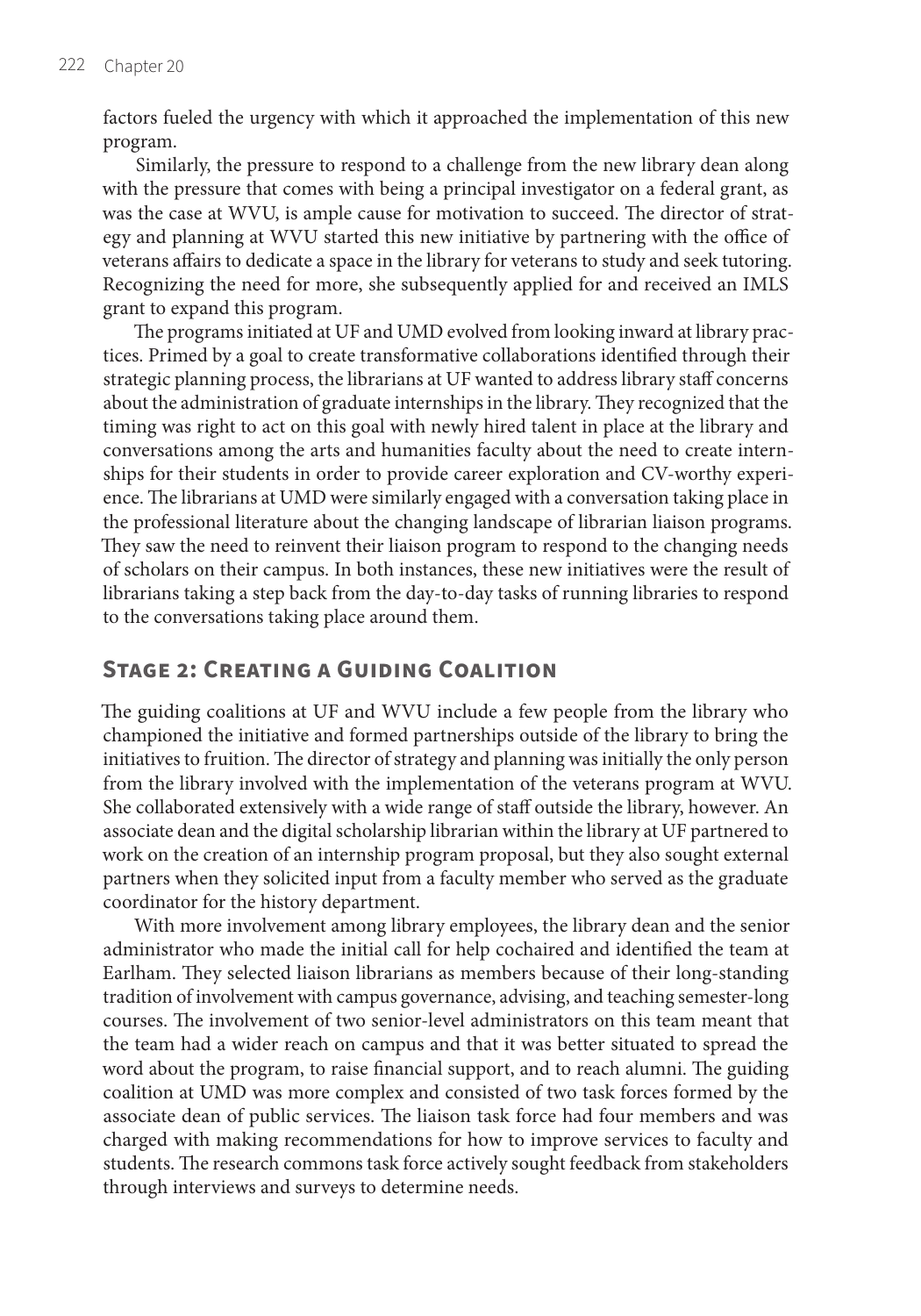factors fueled the urgency with which it approached the implementation of this new program.

Similarly, the pressure to respond to a challenge from the new library dean along with the pressure that comes with being a principal investigator on a federal grant, as was the case at WVU, is ample cause for motivation to succeed. The director of strategy and planning at WVU started this new initiative by partnering with the office of veterans affairs to dedicate a space in the library for veterans to study and seek tutoring. Recognizing the need for more, she subsequently applied for and received an IMLS grant to expand this program.

The programs initiated at UF and UMD evolved from looking inward at library practices. Primed by a goal to create transformative collaborations identified through their strategic planning process, the librarians at UF wanted to address library staff concerns about the administration of graduate internships in the library. They recognized that the timing was right to act on this goal with newly hired talent in place at the library and conversations among the arts and humanities faculty about the need to create internships for their students in order to provide career exploration and CV-worthy experience. The librarians at UMD were similarly engaged with a conversation taking place in the professional literature about the changing landscape of librarian liaison programs. They saw the need to reinvent their liaison program to respond to the changing needs of scholars on their campus. In both instances, these new initiatives were the result of librarians taking a step back from the day-to-day tasks of running libraries to respond to the conversations taking place around them.

## Stage 2: Creating a Guiding Coalition

The guiding coalitions at UF and WVU include a few people from the library who championed the initiative and formed partnerships outside of the library to bring the initiatives to fruition. The director of strategy and planning was initially the only person from the library involved with the implementation of the veterans program at WVU. She collaborated extensively with a wide range of staff outside the library, however. An associate dean and the digital scholarship librarian within the library at UF partnered to work on the creation of an internship program proposal, but they also sought external partners when they solicited input from a faculty member who served as the graduate coordinator for the history department.

With more involvement among library employees, the library dean and the senior administrator who made the initial call for help cochaired and identified the team at Earlham. They selected liaison librarians as members because of their long-standing tradition of involvement with campus governance, advising, and teaching semester-long courses. The involvement of two senior-level administrators on this team meant that the team had a wider reach on campus and that it was better situated to spread the word about the program, to raise financial support, and to reach alumni. The guiding coalition at UMD was more complex and consisted of two task forces formed by the associate dean of public services. The liaison task force had four members and was charged with making recommendations for how to improve services to faculty and students. The research commons task force actively sought feedback from stakeholders through interviews and surveys to determine needs.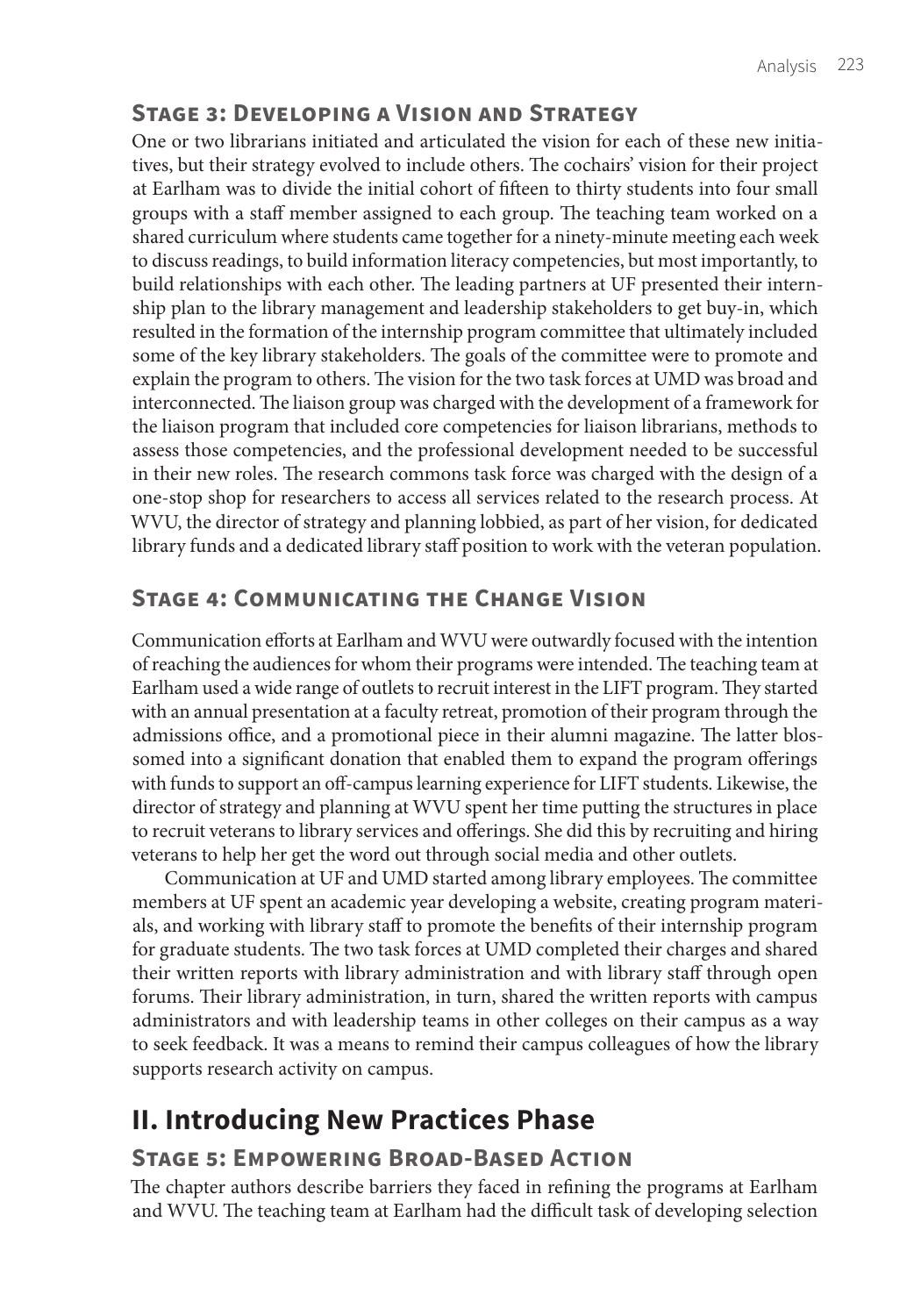### Stage 3: Developing a Vision and Strategy

One or two librarians initiated and articulated the vision for each of these new initiatives, but their strategy evolved to include others. The cochairs' vision for their project at Earlham was to divide the initial cohort of fifteen to thirty students into four small groups with a staff member assigned to each group. The teaching team worked on a shared curriculum where students came together for a ninety-minute meeting each week to discuss readings, to build information literacy competencies, but most importantly, to build relationships with each other. The leading partners at UF presented their internship plan to the library management and leadership stakeholders to get buy-in, which resulted in the formation of the internship program committee that ultimately included some of the key library stakeholders. The goals of the committee were to promote and explain the program to others. The vision for the two task forces at UMD was broad and interconnected. The liaison group was charged with the development of a framework for the liaison program that included core competencies for liaison librarians, methods to assess those competencies, and the professional development needed to be successful in their new roles. The research commons task force was charged with the design of a one-stop shop for researchers to access all services related to the research process. At WVU, the director of strategy and planning lobbied, as part of her vision, for dedicated library funds and a dedicated library staff position to work with the veteran population.

### Stage 4: Communicating the Change Vision

Communication efforts at Earlham and WVU were outwardly focused with the intention of reaching the audiences for whom their programs were intended. The teaching team at Earlham used a wide range of outlets to recruit interest in the LIFT program. They started with an annual presentation at a faculty retreat, promotion of their program through the admissions office, and a promotional piece in their alumni magazine. The latter blossomed into a significant donation that enabled them to expand the program offerings with funds to support an off-campus learning experience for LIFT students. Likewise, the director of strategy and planning at WVU spent her time putting the structures in place to recruit veterans to library services and offerings. She did this by recruiting and hiring veterans to help her get the word out through social media and other outlets.

Communication at UF and UMD started among library employees. The committee members at UF spent an academic year developing a website, creating program materials, and working with library staff to promote the benefits of their internship program for graduate students. The two task forces at UMD completed their charges and shared their written reports with library administration and with library staff through open forums. Their library administration, in turn, shared the written reports with campus administrators and with leadership teams in other colleges on their campus as a way to seek feedback. It was a means to remind their campus colleagues of how the library supports research activity on campus.

## II. Introducing New Practices Phase

### Stage 5: Empowering Broad-Based Action

The chapter authors describe barriers they faced in refining the programs at Earlham and WVU. The teaching team at Earlham had the difficult task of developing selection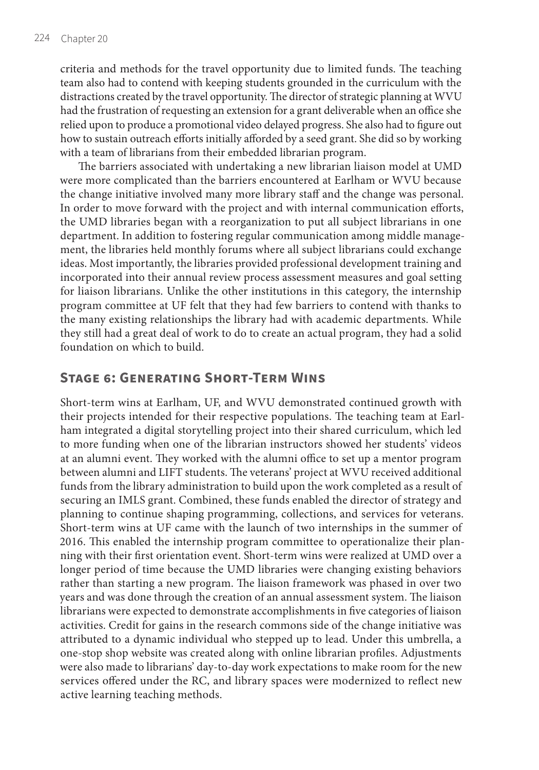criteria and methods for the travel opportunity due to limited funds. The teaching team also had to contend with keeping students grounded in the curriculum with the distractions created by the travel opportunity. The director of strategic planning at WVU had the frustration of requesting an extension for a grant deliverable when an office she relied upon to produce a promotional video delayed progress. She also had to figure out how to sustain outreach efforts initially afforded by a seed grant. She did so by working with a team of librarians from their embedded librarian program.

The barriers associated with undertaking a new librarian liaison model at UMD were more complicated than the barriers encountered at Earlham or WVU because the change initiative involved many more library staff and the change was personal. In order to move forward with the project and with internal communication efforts, the UMD libraries began with a reorganization to put all subject librarians in one department. In addition to fostering regular communication among middle management, the libraries held monthly forums where all subject librarians could exchange ideas. Most importantly, the libraries provided professional development training and incorporated into their annual review process assessment measures and goal setting for liaison librarians. Unlike the other institutions in this category, the internship program committee at UF felt that they had few barriers to contend with thanks to the many existing relationships the library had with academic departments. While they still had a great deal of work to do to create an actual program, they had a solid foundation on which to build.

## Stage 6: Generating Short-Term Wins

Short-term wins at Earlham, UF, and WVU demonstrated continued growth with their projects intended for their respective populations. The teaching team at Earlham integrated a digital storytelling project into their shared curriculum, which led to more funding when one of the librarian instructors showed her students' videos at an alumni event. They worked with the alumni office to set up a mentor program between alumni and LIFT students. The veterans' project at WVU received additional funds from the library administration to build upon the work completed as a result of securing an IMLS grant. Combined, these funds enabled the director of strategy and planning to continue shaping programming, collections, and services for veterans. Short-term wins at UF came with the launch of two internships in the summer of 2016. This enabled the internship program committee to operationalize their planning with their first orientation event. Short-term wins were realized at UMD over a longer period of time because the UMD libraries were changing existing behaviors rather than starting a new program. The liaison framework was phased in over two years and was done through the creation of an annual assessment system. The liaison librarians were expected to demonstrate accomplishments in five categories of liaison activities. Credit for gains in the research commons side of the change initiative was attributed to a dynamic individual who stepped up to lead. Under this umbrella, a one-stop shop website was created along with online librarian profiles. Adjustments were also made to librarians' day-to-day work expectations to make room for the new services offered under the RC, and library spaces were modernized to reflect new active learning teaching methods.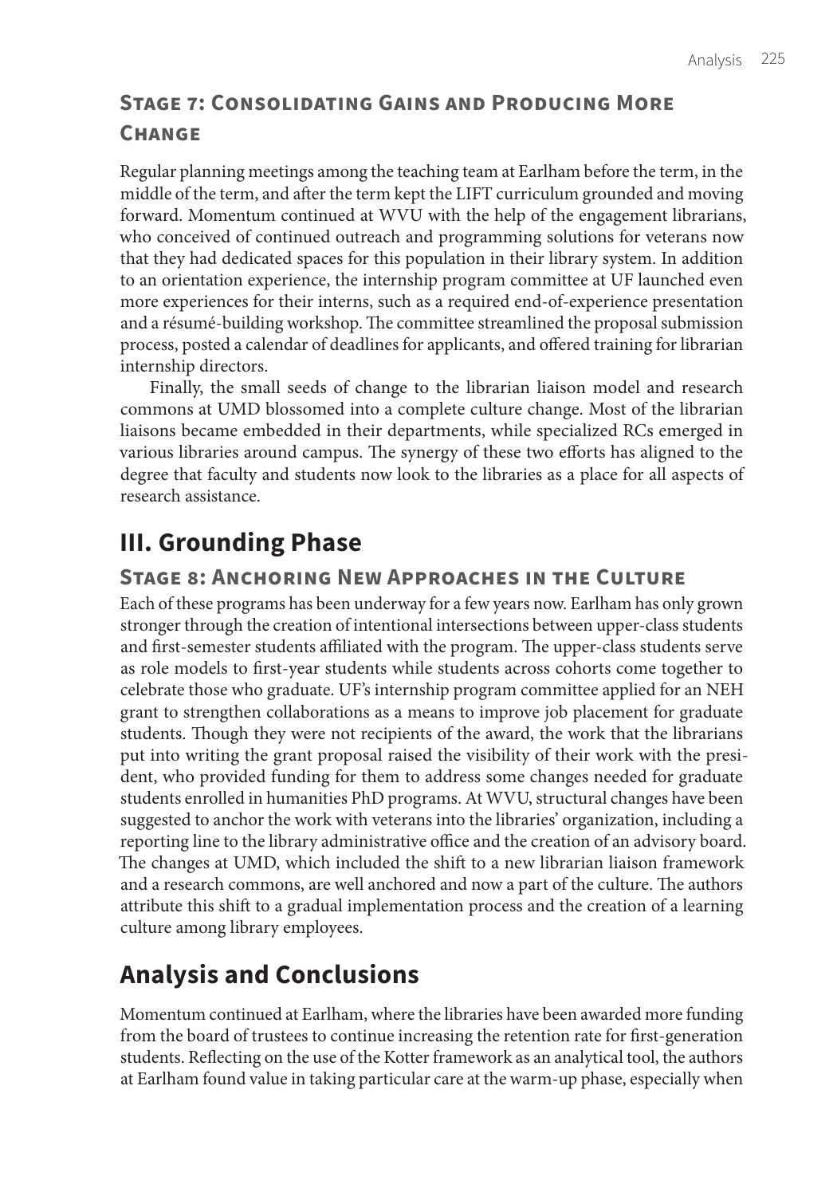### Stage 7: Consolidating Gains and Producing More Change

Regular planning meetings among the teaching team at Earlham before the term, in the middle of the term, and after the term kept the LIFT curriculum grounded and moving forward. Momentum continued at WVU with the help of the engagement librarians, who conceived of continued outreach and programming solutions for veterans now that they had dedicated spaces for this population in their library system. In addition to an orientation experience, the internship program committee at UF launched even more experiences for their interns, such as a required end-of-experience presentation and a résumé-building workshop. The committee streamlined the proposal submission process, posted a calendar of deadlines for applicants, and offered training for librarian internship directors.

Finally, the small seeds of change to the librarian liaison model and research commons at UMD blossomed into a complete culture change. Most of the librarian liaisons became embedded in their departments, while specialized RCs emerged in various libraries around campus. The synergy of these two efforts has aligned to the degree that faculty and students now look to the libraries as a place for all aspects of research assistance.

## III. Grounding Phase

### Stage 8: Anchoring New Approaches in the Culture

Each of these programs has been underway for a few years now. Earlham has only grown stronger through the creation of intentional intersections between upper-class students and first-semester students affiliated with the program. The upper-class students serve as role models to first-year students while students across cohorts come together to celebrate those who graduate. UF's internship program committee applied for an NEH grant to strengthen collaborations as a means to improve job placement for graduate students. Though they were not recipients of the award, the work that the librarians put into writing the grant proposal raised the visibility of their work with the president, who provided funding for them to address some changes needed for graduate students enrolled in humanities PhD programs. At WVU, structural changes have been suggested to anchor the work with veterans into the libraries' organization, including a reporting line to the library administrative office and the creation of an advisory board. The changes at UMD, which included the shift to a new librarian liaison framework and a research commons, are well anchored and now a part of the culture. The authors attribute this shift to a gradual implementation process and the creation of a learning culture among library employees.

## Analysis and Conclusions

Momentum continued at Earlham, where the libraries have been awarded more funding from the board of trustees to continue increasing the retention rate for first-generation students. Reflecting on the use of the Kotter framework as an analytical tool, the authors at Earlham found value in taking particular care at the warm-up phase, especially when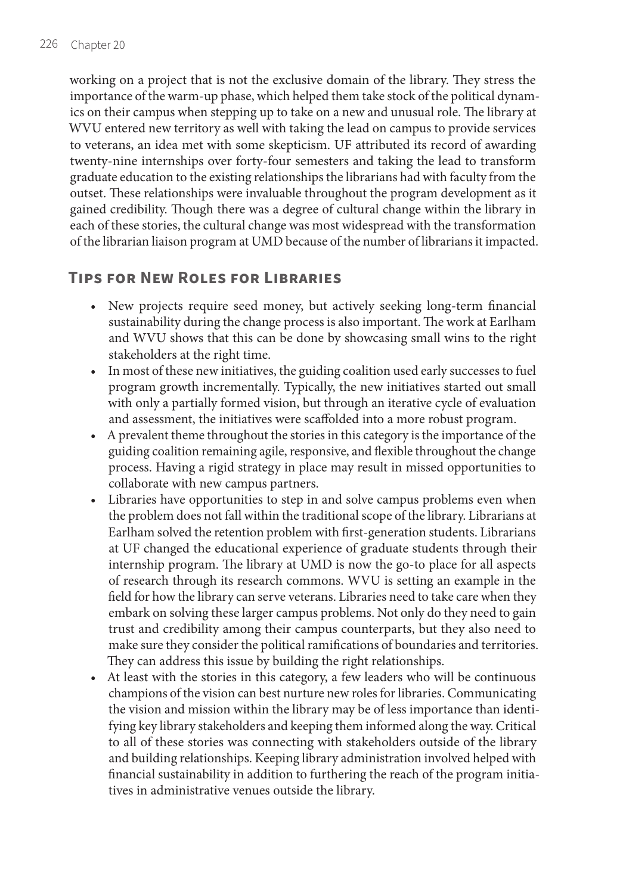working on a project that is not the exclusive domain of the library. They stress the importance of the warm-up phase, which helped them take stock of the political dynamics on their campus when stepping up to take on a new and unusual role. The library at WVU entered new territory as well with taking the lead on campus to provide services to veterans, an idea met with some skepticism. UF attributed its record of awarding twenty-nine internships over forty-four semesters and taking the lead to transform graduate education to the existing relationships the librarians had with faculty from the outset. These relationships were invaluable throughout the program development as it gained credibility. Though there was a degree of cultural change within the library in each of these stories, the cultural change was most widespread with the transformation of the librarian liaison program at UMD because of the number of librarians it impacted.

## Tips for New Roles for Libraries

- New projects require seed money, but actively seeking long-term financial sustainability during the change process is also important. The work at Earlham and WVU shows that this can be done by showcasing small wins to the right stakeholders at the right time.
- In most of these new initiatives, the guiding coalition used early successes to fuel program growth incrementally. Typically, the new initiatives started out small with only a partially formed vision, but through an iterative cycle of evaluation and assessment, the initiatives were scaffolded into a more robust program.
- A prevalent theme throughout the stories in this category is the importance of the guiding coalition remaining agile, responsive, and flexible throughout the change process. Having a rigid strategy in place may result in missed opportunities to collaborate with new campus partners.
- Libraries have opportunities to step in and solve campus problems even when the problem does not fall within the traditional scope of the library. Librarians at Earlham solved the retention problem with first-generation students. Librarians at UF changed the educational experience of graduate students through their internship program. The library at UMD is now the go-to place for all aspects of research through its research commons. WVU is setting an example in the field for how the library can serve veterans. Libraries need to take care when they embark on solving these larger campus problems. Not only do they need to gain trust and credibility among their campus counterparts, but they also need to make sure they consider the political ramifications of boundaries and territories. They can address this issue by building the right relationships.
- At least with the stories in this category, a few leaders who will be continuous champions of the vision can best nurture new roles for libraries. Communicating the vision and mission within the library may be of less importance than identifying key library stakeholders and keeping them informed along the way. Critical to all of these stories was connecting with stakeholders outside of the library and building relationships. Keeping library administration involved helped with financial sustainability in addition to furthering the reach of the program initiatives in administrative venues outside the library.